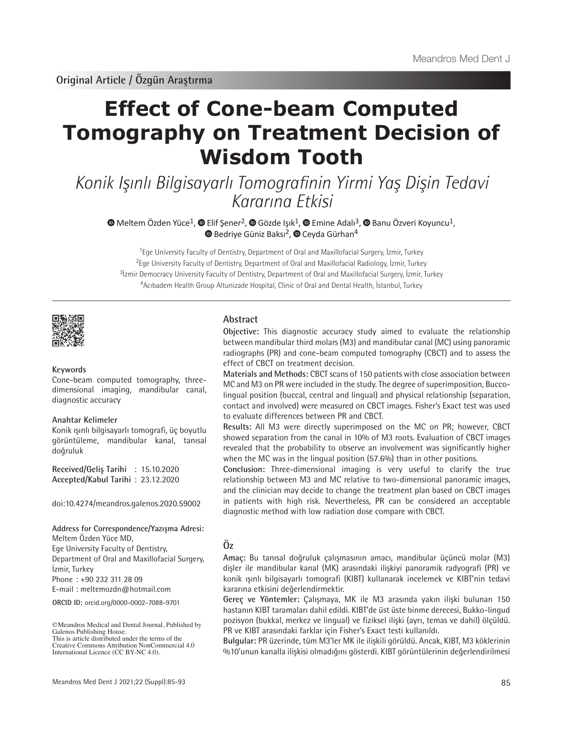Original Article / Özgün Araştırma

# Effect of Cone-beam Computed Tomography on Treatment Decision of Wisdom Tooth

*Konik Işınlı Bilgisayarlı Tomografinin Yirmi Yaş Dişin Tedavi Kararına Etkisi*

Meltem Özden Yüce[1], Elif Şener[2], Gözde Işık[1], Emine Adalı[3], Banu Özveri Koyuncu[1], Bedriye Güniz Baksı[2], Ceyda Gürhan[4]

[1]Ege University Faculty of Dentistry, Department of Oral and Maxillofacial Surgery, İzmir, Turkey
[2]Ege University Faculty of Dentistry, Department of Oral and Maxillofacial Radiology, İzmir, Turkey
[3]İzmir Democracy University Faculty of Dentistry, Department of Oral and Maxillofacial Surgery, İzmir, Turkey
[4]Acıbadem Health Group Altunizade Hospital, Clinic of Oral and Dental Health, İstanbul, Turkey

**Keywords**
Cone-beam computed tomography, three-dimensional imaging, mandibular canal, diagnostic accuracy

**Anahtar Kelimeler**
Konik ışınlı bilgisayarlı tomografi, üç boyutlu görüntüleme, mandibular kanal, tanısal doğruluk

**Received/Geliş Tarihi** : 15.10.2020
**Accepted/Kabul Tarihi** : 23.12.2020

doi:10.4274/meandros.galenos.2020.59002

**Address for Correspondence/Yazışma Adresi:**
Meltem Özden Yüce MD,
Ege University Faculty of Dentistry,
Department of Oral and Maxillofacial Surgery,
İzmir, Turkey
Phone : +90 232 311 28 09
E-mail : meltemozdn@hotmail.com

**ORCID ID:** orcid.org/0000-0002-7088-9701

©Meandros Medical and Dental Journal, Published by Galenos Publishing House.
This is article distributed under the terms of the Creative Commons Attribution NonCommercial 4.0 International Licence (CC BY-NC 4.0).

## Abstract

**Objective:** This diagnostic accuracy study aimed to evaluate the relationship between mandibular third molars (M3) and mandibular canal (MC) using panoramic radiographs (PR) and cone-beam computed tomography (CBCT) and to assess the effect of CBCT on treatment decision.

**Materials and Methods:** CBCT scans of 150 patients with close association between MC and M3 on PR were included in the study. The degree of superimposition, Bucco-lingual position (buccal, central and lingual) and physical relationship (separation, contact and involved) were measured on CBCT images. Fisher's Exact test was used to evaluate differences between PR and CBCT.

**Results:** All M3 were directly superimposed on the MC on PR; however, CBCT showed separation from the canal in 10% of M3 roots. Evaluation of CBCT images revealed that the probability to observe an involvement was significantly higher when the MC was in the lingual position (57.6%) than in other positions.

**Conclusion:** Three-dimensional imaging is very useful to clarify the true relationship between M3 and MC relative to two-dimensional panoramic images, and the clinician may decide to change the treatment plan based on CBCT images in patients with high risk. Nevertheless, PR can be considered an acceptable diagnostic method with low radiation dose compare with CBCT.

## Öz

**Amaç:** Bu tanısal doğruluk çalışmasının amacı, mandibular üçüncü molar (M3) dişler ile mandibular kanal (MK) arasındaki ilişkiyi panoramik radyografi (PR) ve konik ışınlı bilgisayarlı tomografi (KIBT) kullanarak incelemek ve KIBT'nin tedavi kararına etkisini değerlendirmektir.

**Gereç ve Yöntemler:** Çalışmaya, MK ile M3 arasında yakın ilişki bulunan 150 hastanın KIBT taramaları dahil edildi. KIBT'de üst üste binme derecesi, Bukko-lingud pozisyon (bukkal, merkez ve lingual) ve fiziksel ilişki (ayrı, temas ve dahil) ölçüldü. PR ve KIBT arasındaki farklar için Fisher's Exact testi kullanıldı.

**Bulgular:** PR üzerinde, tüm M3'ler MK ile ilişkili görüldü. Ancak, KIBT, M3 köklerinin %10'unun kanalla ilişkisi olmadığını gösterdi. KIBT görüntülerinin değerlendirilmesi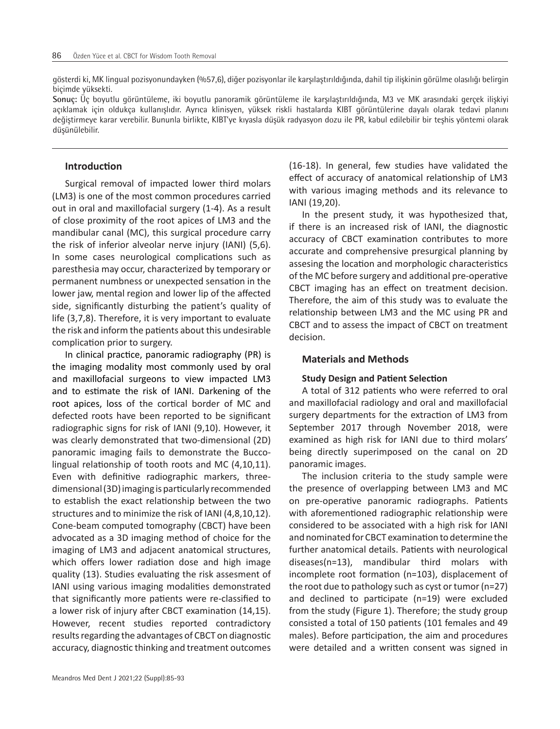gösterdi ki, MK lingual pozisyonundayken (%57,6), diğer pozisyonlar ile karşılaştırıldığında, dahil tip ilişkinin görülme olasılığı belirgin biçimde yüksekti.

**Sonuç:** Üç boyutlu görüntüleme, iki boyutlu panoramik görüntüleme ile karşılaştırıldığında, M3 ve MK arasındaki gerçek ilişkiyi açıklamak için oldukça kullanışlıdır. Ayrıca klinisyen, yüksek riskli hastalarda KIBT görüntülerine dayalı olarak tedavi planını değiştirmeye karar verebilir. Bununla birlikte, KIBT'ye kıyasla düşük radyasyon dozu ile PR, kabul edilebilir bir teşhis yöntemi olarak düşünülebilir.

## Introduction

Surgical removal of impacted lower third molars (LM3) is one of the most common procedures carried out in oral and maxillofacial surgery (1-4). As a result of close proximity of the root apices of LM3 and the mandibular canal (MC), this surgical procedure carry the risk of inferior alveolar nerve injury (IANI) (5,6). In some cases neurological complications such as paresthesia may occur, characterized by temporary or permanent numbness or unexpected sensation in the lower jaw, mental region and lower lip of the affected side, significantly disturbing the patient's quality of life (3,7,8). Therefore, it is very important to evaluate the risk and inform the patients about this undesirable complication prior to surgery.

In clinical practice, panoramic radiography (PR) is the imaging modality most commonly used by oral and maxillofacial surgeons to view impacted LM3 and to estimate the risk of IANI. Darkening of the root apices, loss of the cortical border of MC and defected roots have been reported to be significant radiographic signs for risk of IANI (9,10). However, it was clearly demonstrated that two-dimensional (2D) panoramic imaging fails to demonstrate the Bucco-lingual relationship of tooth roots and MC (4,10,11). Even with definitive radiographic markers, three-dimensional (3D) imaging is particularly recommended to establish the exact relationship between the two structures and to minimize the risk of IANI (4,8,10,12). Cone-beam computed tomography (CBCT) have been advocated as a 3D imaging method of choice for the imaging of LM3 and adjacent anatomical structures, which offers lower radiation dose and high image quality (13). Studies evaluating the risk assesment of IANI using various imaging modalities demonstrated that significantly more patients were re-classified to a lower risk of injury after CBCT examination (14,15). However, recent studies reported contradictory results regarding the advantages of CBCT on diagnostic accuracy, diagnostic thinking and treatment outcomes (16-18). In general, few studies have validated the effect of accuracy of anatomical relationship of LM3 with various imaging methods and its relevance to IANI (19,20).

In the present study, it was hypothesized that, if there is an increased risk of IANI, the diagnostic accuracy of CBCT examination contributes to more accurate and comprehensive presurgical planning by assesing the location and morphologic characteristics of the MC before surgery and additional pre-operative CBCT imaging has an effect on treatment decision. Therefore, the aim of this study was to evaluate the relationship between LM3 and the MC using PR and CBCT and to assess the impact of CBCT on treatment decision.

## Materials and Methods

### Study Design and Patient Selection

A total of 312 patients who were referred to oral and maxillofacial radiology and oral and maxillofacial surgery departments for the extraction of LM3 from September 2017 through November 2018, were examined as high risk for IANI due to third molars' being directly superimposed on the canal on 2D panoramic images.

The inclusion criteria to the study sample were the presence of overlapping between LM3 and MC on pre-operative panoramic radiographs. Patients with aforementioned radiographic relationship were considered to be associated with a high risk for IANI and nominated for CBCT examination to determine the further anatomical details. Patients with neurological diseases(n=13), mandibular third molars with incomplete root formation (n=103), displacement of the root due to pathology such as cyst or tumor (n=27) and declined to participate (n=19) were excluded from the study (Figure 1). Therefore; the study group consisted a total of 150 patients (101 females and 49 males). Before participation, the aim and procedures were detailed and a written consent was signed in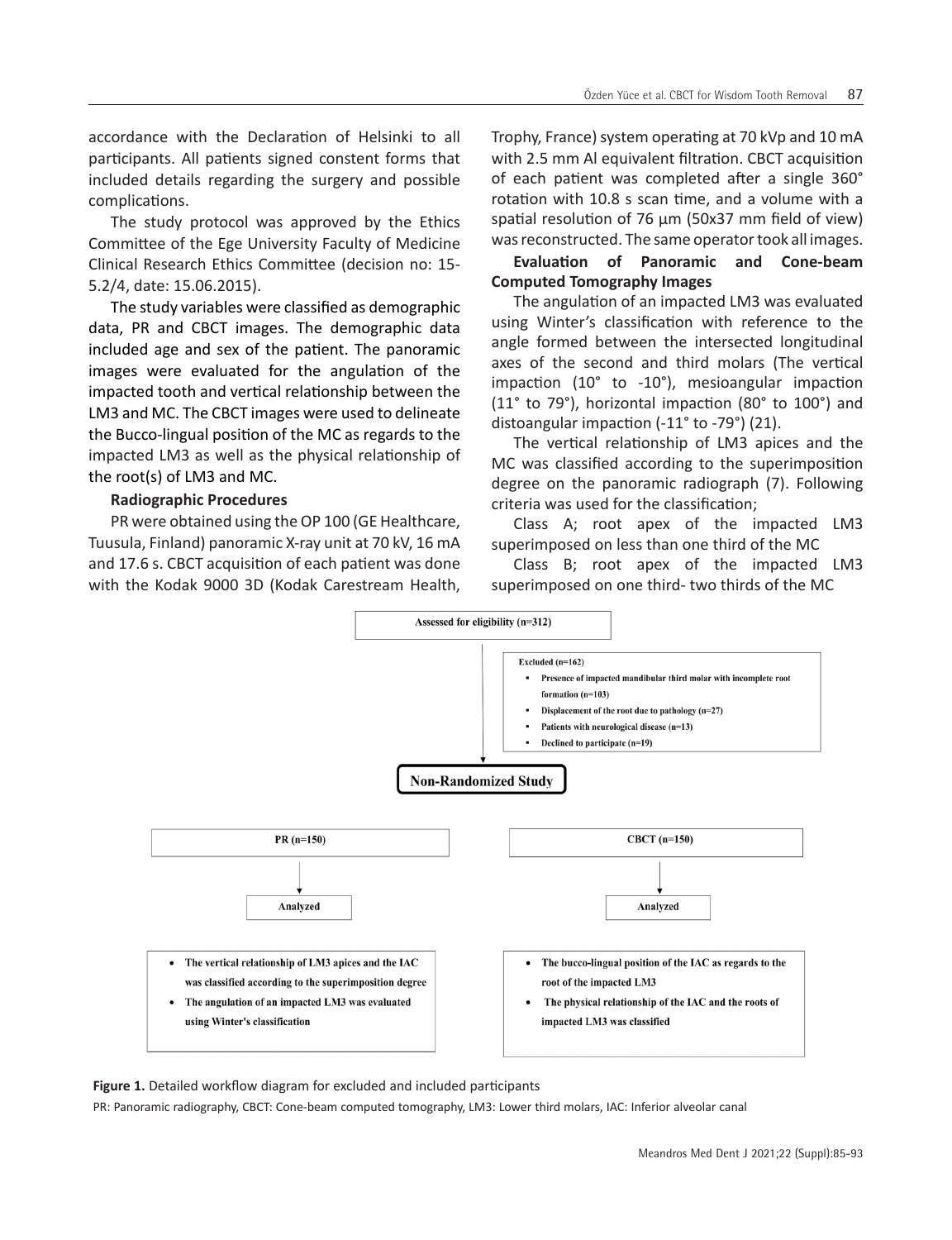accordance with the Declaration of Helsinki to all participants. All patients signed constent forms that included details regarding the surgery and possible complications.

The study protocol was approved by the Ethics Committee of the Ege University Faculty of Medicine Clinical Research Ethics Committee (decision no: 15-5.2/4, date: 15.06.2015).

The study variables were classified as demographic data, PR and CBCT images. The demographic data included age and sex of the patient. The panoramic images were evaluated for the angulation of the impacted tooth and vertical relationship between the LM3 and MC. The CBCT images were used to delineate the Bucco-lingual position of the MC as regards to the impacted LM3 as well as the physical relationship of the root(s) of LM3 and MC.

**Radiographic Procedures**

PR were obtained using the OP 100 (GE Healthcare, Tuusula, Finland) panoramic X-ray unit at 70 kV, 16 mA and 17.6 s. CBCT acquisition of each patient was done with the Kodak 9000 3D (Kodak Carestream Health, Trophy, France) system operating at 70 kVp and 10 mA with 2.5 mm Al equivalent filtration. CBCT acquisition of each patient was completed after a single 360° rotation with 10.8 s scan time, and a volume with a spatial resolution of 76 µm (50x37 mm field of view) was reconstructed. The same operator took all images.

**Evaluation of Panoramic and Cone-beam Computed Tomography Images**

The angulation of an impacted LM3 was evaluated using Winter's classification with reference to the angle formed between the intersected longitudinal axes of the second and third molars (The vertical impaction (10° to -10°), mesioangular impaction (11° to 79°), horizontal impaction (80° to 100°) and distoangular impaction (-11° to -79°) (21).

The vertical relationship of LM3 apices and the MC was classified according to the superimposition degree on the panoramic radiograph (7). Following criteria was used for the classification;

Class A; root apex of the impacted LM3 superimposed on less than one third of the MC

Class B; root apex of the impacted LM3 superimposed on one third- two thirds of the MC

Assessed for eligibility (n=312)

Excluded (n=162)
- Presence of impacted mandibular third molar with incomplete root formation (n=103)
- Displacement of the root due to pathology (n=27)
- Patients with neurological disease (n=13)
- Declined to participate (n=19)

**Non-Randomized Study**

PR (n=150) → Analyzed
- The vertical relationship of LM3 apices and the IAC was classified according to the superimposition degree
- The angulation of an impacted LM3 was evaluated using Winter's classification

CBCT (n=150) → Analyzed
- The bucco-lingual position of the IAC as regards to the root of the impacted LM3
- The physical relationship of the IAC and the roots of impacted LM3 was classified

**Figure 1.** Detailed workflow diagram for excluded and included participants

PR: Panoramic radiography, CBCT: Cone-beam computed tomography, LM3: Lower third molars, IAC: Inferior alveolar canal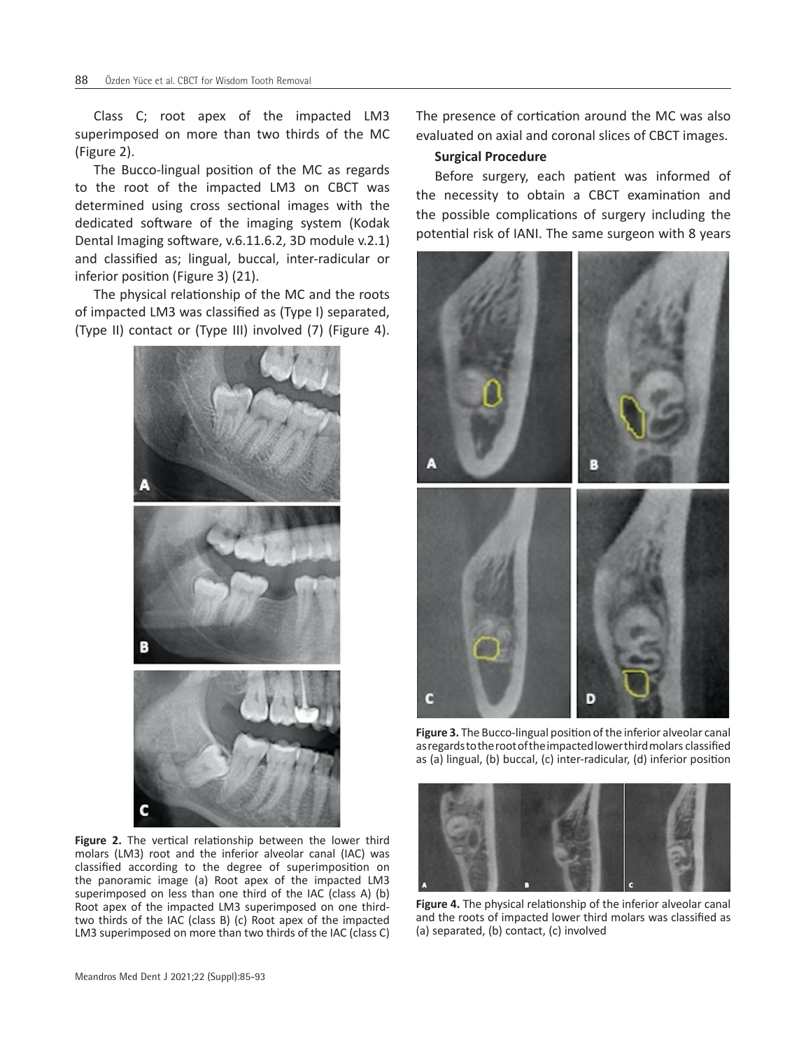Class C; root apex of the impacted LM3 superimposed on more than two thirds of the MC (Figure 2).

The Bucco-lingual position of the MC as regards to the root of the impacted LM3 on CBCT was determined using cross sectional images with the dedicated software of the imaging system (Kodak Dental Imaging software, v.6.11.6.2, 3D module v.2.1) and classified as; lingual, buccal, inter-radicular or inferior position (Figure 3) (21).

The physical relationship of the MC and the roots of impacted LM3 was classified as (Type I) separated, (Type II) contact or (Type III) involved (7) (Figure 4).

**Figure 2.** The vertical relationship between the lower third molars (LM3) root and the inferior alveolar canal (IAC) was classified according to the degree of superimposition on the panoramic image (a) Root apex of the impacted LM3 superimposed on less than one third of the IAC (class A) (b) Root apex of the impacted LM3 superimposed on one third-two thirds of the IAC (class B) (c) Root apex of the impacted LM3 superimposed on more than two thirds of the IAC (class C)

The presence of cortication around the MC was also evaluated on axial and coronal slices of CBCT images.

**Surgical Procedure**

Before surgery, each patient was informed of the necessity to obtain a CBCT examination and the possible complications of surgery including the potential risk of IANI. The same surgeon with 8 years

**Figure 3.** The Bucco-lingual position of the inferior alveolar canal as regards to the root of the impacted lower third molars classified as (a) lingual, (b) buccal, (c) inter-radicular, (d) inferior position

**Figure 4.** The physical relationship of the inferior alveolar canal and the roots of impacted lower third molars was classified as (a) separated, (b) contact, (c) involved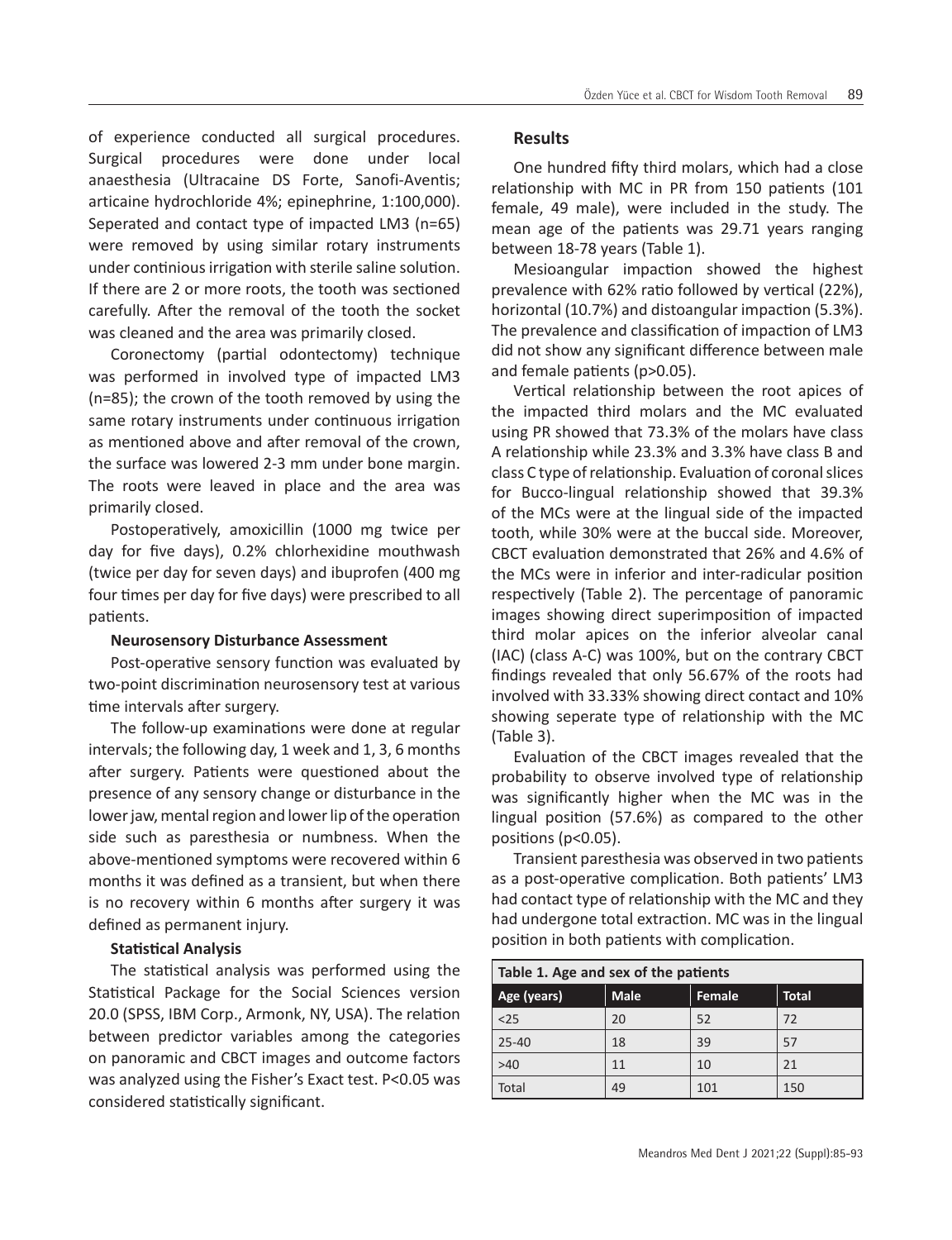of experience conducted all surgical procedures. Surgical procedures were done under local anaesthesia (Ultracaine DS Forte, Sanofi-Aventis; articaine hydrochloride 4%; epinephrine, 1:100,000). Seperated and contact type of impacted LM3 (n=65) were removed by using similar rotary instruments under continious irrigation with sterile saline solution. If there are 2 or more roots, the tooth was sectioned carefully. After the removal of the tooth the socket was cleaned and the area was primarily closed.

Coronectomy (partial odontectomy) technique was performed in involved type of impacted LM3 (n=85); the crown of the tooth removed by using the same rotary instruments under continuous irrigation as mentioned above and after removal of the crown, the surface was lowered 2-3 mm under bone margin. The roots were leaved in place and the area was primarily closed.

Postoperatively, amoxicillin (1000 mg twice per day for five days), 0.2% chlorhexidine mouthwash (twice per day for seven days) and ibuprofen (400 mg four times per day for five days) were prescribed to all patients.

### Neurosensory Disturbance Assessment

Post-operative sensory function was evaluated by two-point discrimination neurosensory test at various time intervals after surgery.

The follow-up examinations were done at regular intervals; the following day, 1 week and 1, 3, 6 months after surgery. Patients were questioned about the presence of any sensory change or disturbance in the lower jaw, mental region and lower lip of the operation side such as paresthesia or numbness. When the above-mentioned symptoms were recovered within 6 months it was defined as a transient, but when there is no recovery within 6 months after surgery it was defined as permanent injury.

### Statistical Analysis

The statistical analysis was performed using the Statistical Package for the Social Sciences version 20.0 (SPSS, IBM Corp., Armonk, NY, USA). The relation between predictor variables among the categories on panoramic and CBCT images and outcome factors was analyzed using the Fisher's Exact test. P<0.05 was considered statistically significant.

## Results

One hundred fifty third molars, which had a close relationship with MC in PR from 150 patients (101 female, 49 male), were included in the study. The mean age of the patients was 29.71 years ranging between 18-78 years (Table 1).

Mesioangular impaction showed the highest prevalence with 62% ratio followed by vertical (22%), horizontal (10.7%) and distoangular impaction (5.3%). The prevalence and classification of impaction of LM3 did not show any significant difference between male and female patients (p>0.05).

Vertical relationship between the root apices of the impacted third molars and the MC evaluated using PR showed that 73.3% of the molars have class A relationship while 23.3% and 3.3% have class B and class C type of relationship. Evaluation of coronal slices for Bucco-lingual relationship showed that 39.3% of the MCs were at the lingual side of the impacted tooth, while 30% were at the buccal side. Moreover, CBCT evaluation demonstrated that 26% and 4.6% of the MCs were in inferior and inter-radicular position respectively (Table 2). The percentage of panoramic images showing direct superimposition of impacted third molar apices on the inferior alveolar canal (IAC) (class A-C) was 100%, but on the contrary CBCT findings revealed that only 56.67% of the roots had involved with 33.33% showing direct contact and 10% showing seperate type of relationship with the MC (Table 3).

Evaluation of the CBCT images revealed that the probability to observe involved type of relationship was significantly higher when the MC was in the lingual position (57.6%) as compared to the other positions (p<0.05).

Transient paresthesia was observed in two patients as a post-operative complication. Both patients' LM3 had contact type of relationship with the MC and they had undergone total extraction. MC was in the lingual position in both patients with complication.

**Table 1. Age and sex of the patients**

| Age (years) | Male | Female | Total |
|---|---|---|---|
| <25 | 20 | 52 | 72 |
| 25-40 | 18 | 39 | 57 |
| >40 | 11 | 10 | 21 |
| Total | 49 | 101 | 150 |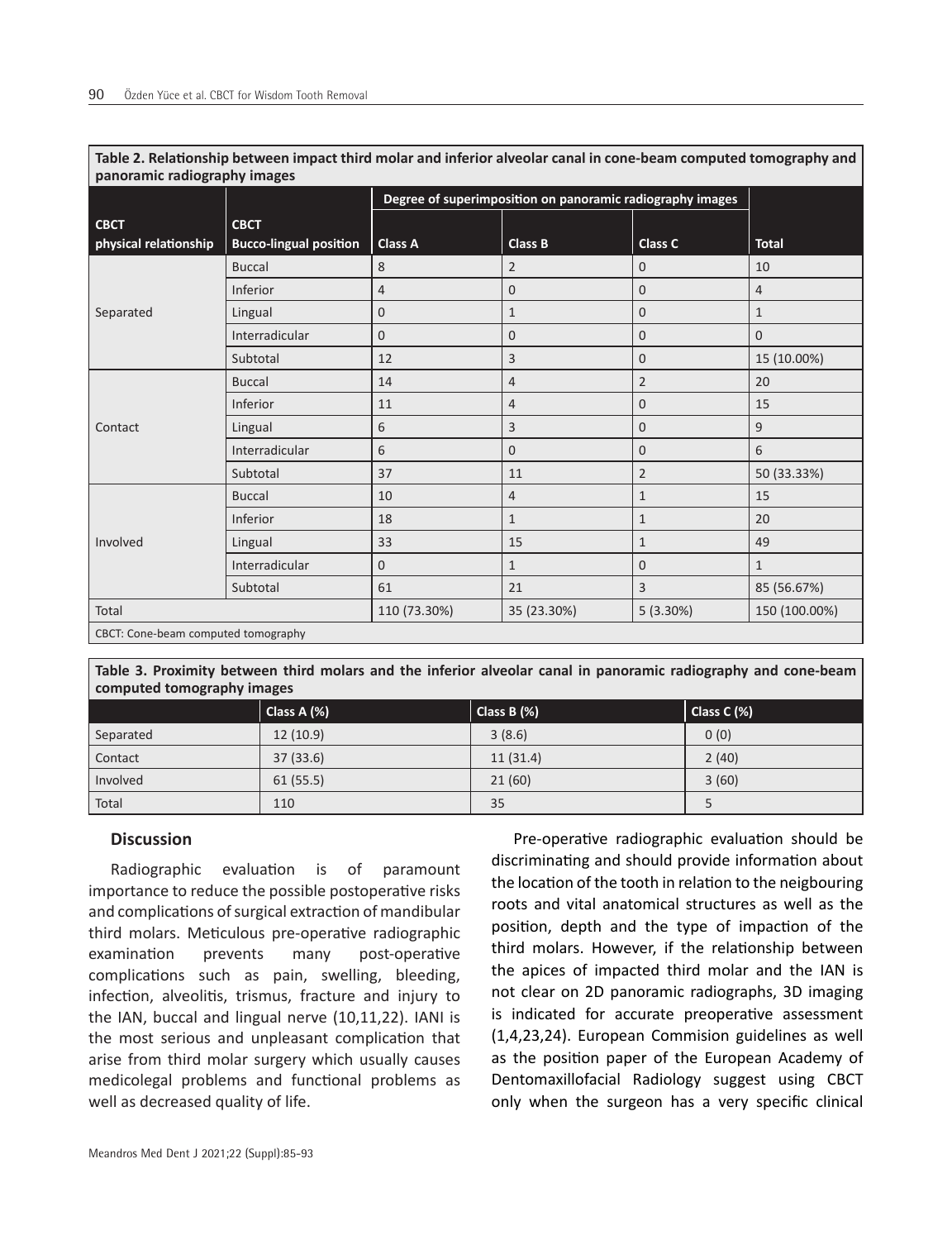**Table 2. Relationship between impact third molar and inferior alveolar canal in cone-beam computed tomography and panoramic radiography images**

| CBCT physical relationship | CBCT Bucco-lingual position | Degree of superimposition on panoramic radiography images | | | Total |
|---|---|---|---|---|---|
| | | Class A | Class B | Class C | |
| Separated | Buccal | 8 | 2 | 0 | 10 |
| | Inferior | 4 | 0 | 0 | 4 |
| | Lingual | 0 | 1 | 0 | 1 |
| | Interradicular | 0 | 0 | 0 | 0 |
| | Subtotal | 12 | 3 | 0 | 15 (10.00%) |
| Contact | Buccal | 14 | 4 | 2 | 20 |
| | Inferior | 11 | 4 | 0 | 15 |
| | Lingual | 6 | 3 | 0 | 9 |
| | Interradicular | 6 | 0 | 0 | 6 |
| | Subtotal | 37 | 11 | 2 | 50 (33.33%) |
| Involved | Buccal | 10 | 4 | 1 | 15 |
| | Inferior | 18 | 1 | 1 | 20 |
| | Lingual | 33 | 15 | 1 | 49 |
| | Interradicular | 0 | 1 | 0 | 1 |
| | Subtotal | 61 | 21 | 3 | 85 (56.67%) |
| Total | | 110 (73.30%) | 35 (23.30%) | 5 (3.30%) | 150 (100.00%) |

CBCT: Cone-beam computed tomography

**Table 3. Proximity between third molars and the inferior alveolar canal in panoramic radiography and cone-beam computed tomography images**

| | Class A (%) | Class B (%) | Class C (%) |
|---|---|---|---|
| Separated | 12 (10.9) | 3 (8.6) | 0 (0) |
| Contact | 37 (33.6) | 11 (31.4) | 2 (40) |
| Involved | 61 (55.5) | 21 (60) | 3 (60) |
| Total | 110 | 35 | 5 |

## Discussion

Radiographic evaluation is of paramount importance to reduce the possible postoperative risks and complications of surgical extraction of mandibular third molars. Meticulous pre-operative radiographic examination prevents many post-operative complications such as pain, swelling, bleeding, infection, alveolitis, trismus, fracture and injury to the IAN, buccal and lingual nerve (10,11,22). IANI is the most serious and unpleasant complication that arise from third molar surgery which usually causes medicolegal problems and functional problems as well as decreased quality of life.

Pre-operative radiographic evaluation should be discriminating and should provide information about the location of the tooth in relation to the neigbouring roots and vital anatomical structures as well as the position, depth and the type of impaction of the third molars. However, if the relationship between the apices of impacted third molar and the IAN is not clear on 2D panoramic radiographs, 3D imaging is indicated for accurate preoperative assessment (1,4,23,24). European Commision guidelines as well as the position paper of the European Academy of Dentomaxillofacial Radiology suggest using CBCT only when the surgeon has a very specific clinical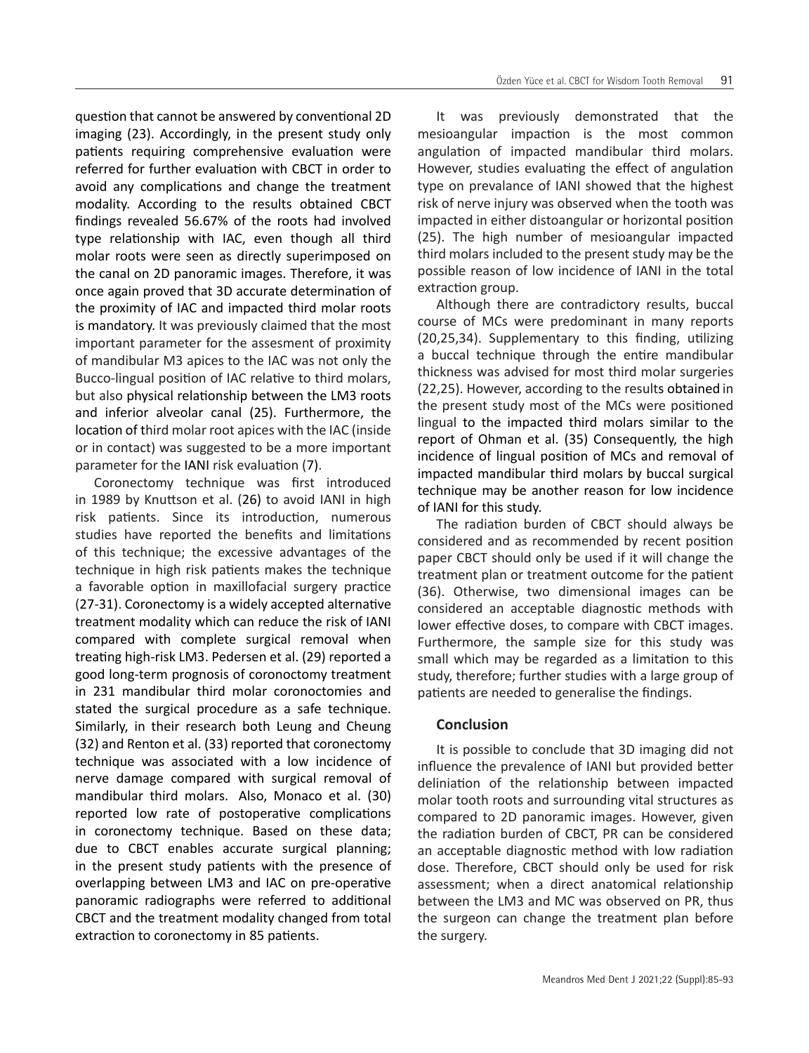question that cannot be answered by conventional 2D imaging (23). Accordingly, in the present study only patients requiring comprehensive evaluation were referred for further evaluation with CBCT in order to avoid any complications and change the treatment modality. According to the results obtained CBCT findings revealed 56.67% of the roots had involved type relationship with IAC, even though all third molar roots were seen as directly superimposed on the canal on 2D panoramic images. Therefore, it was once again proved that 3D accurate determination of the proximity of IAC and impacted third molar roots is mandatory. It was previously claimed that the most important parameter for the assesment of proximity of mandibular M3 apices to the IAC was not only the Bucco-lingual position of IAC relative to third molars, but also physical relationship between the LM3 roots and inferior alveolar canal (25). Furthermore, the location of third molar root apices with the IAC (inside or in contact) was suggested to be a more important parameter for the IANI risk evaluation (7).

Coronectomy technique was first introduced in 1989 by Knuttson et al. (26) to avoid IANI in high risk patients. Since its introduction, numerous studies have reported the benefits and limitations of this technique; the excessive advantages of the technique in high risk patients makes the technique a favorable option in maxillofacial surgery practice (27-31). Coronectomy is a widely accepted alternative treatment modality which can reduce the risk of IANI compared with complete surgical removal when treating high-risk LM3. Pedersen et al. (29) reported a good long-term prognosis of coronoctomy treatment in 231 mandibular third molar coronoctomies and stated the surgical procedure as a safe technique. Similarly, in their research both Leung and Cheung (32) and Renton et al. (33) reported that coronectomy technique was associated with a low incidence of nerve damage compared with surgical removal of mandibular third molars. Also, Monaco et al. (30) reported low rate of postoperative complications in coronectomy technique. Based on these data; due to CBCT enables accurate surgical planning; in the present study patients with the presence of overlapping between LM3 and IAC on pre-operative panoramic radiographs were referred to additional CBCT and the treatment modality changed from total extraction to coronectomy in 85 patients.

It was previously demonstrated that the mesioangular impaction is the most common angulation of impacted mandibular third molars. However, studies evaluating the effect of angulation type on prevalance of IANI showed that the highest risk of nerve injury was observed when the tooth was impacted in either distoangular or horizontal position (25). The high number of mesioangular impacted third molars included to the present study may be the possible reason of low incidence of IANI in the total extraction group.

Although there are contradictory results, buccal course of MCs were predominant in many reports (20,25,34). Supplementary to this finding, utilizing a buccal technique through the entire mandibular thickness was advised for most third molar surgeries (22,25). However, according to the results obtained in the present study most of the MCs were positioned lingual to the impacted third molars similar to the report of Ohman et al. (35) Consequently, the high incidence of lingual position of MCs and removal of impacted mandibular third molars by buccal surgical technique may be another reason for low incidence of IANI for this study.

The radiation burden of CBCT should always be considered and as recommended by recent position paper CBCT should only be used if it will change the treatment plan or treatment outcome for the patient (36). Otherwise, two dimensional images can be considered an acceptable diagnostic methods with lower effective doses, to compare with CBCT images. Furthermore, the sample size for this study was small which may be regarded as a limitation to this study, therefore; further studies with a large group of patients are needed to generalise the findings.

## Conclusion

It is possible to conclude that 3D imaging did not influence the prevalence of IANI but provided better deliniation of the relationship between impacted molar tooth roots and surrounding vital structures as compared to 2D panoramic images. However, given the radiation burden of CBCT, PR can be considered an acceptable diagnostic method with low radiation dose. Therefore, CBCT should only be used for risk assessment; when a direct anatomical relationship between the LM3 and MC was observed on PR, thus the surgeon can change the treatment plan before the surgery.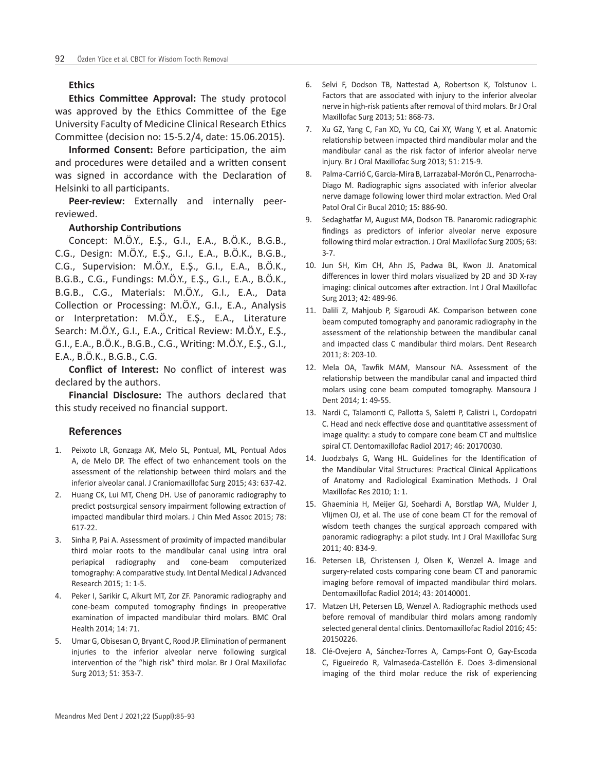### Ethics

**Ethics Committee Approval:** The study protocol was approved by the Ethics Committee of the Ege University Faculty of Medicine Clinical Research Ethics Committee (decision no: 15-5.2/4, date: 15.06.2015).

**Informed Consent:** Before participation, the aim and procedures were detailed and a written consent was signed in accordance with the Declaration of Helsinki to all participants.

**Peer-review:** Externally and internally peer-reviewed.

### Authorship Contributions

Concept: M.Ö.Y., E.Ş., G.I., E.A., B.Ö.K., B.G.B., C.G., Design: M.Ö.Y., E.Ş., G.I., E.A., B.Ö.K., B.G.B., C.G., Supervision: M.Ö.Y., E.Ş., G.I., E.A., B.Ö.K., B.G.B., C.G., Fundings: M.Ö.Y., E.Ş., G.I., E.A., B.Ö.K., B.G.B., C.G., Materials: M.Ö.Y., G.I., E.A., Data Collection or Processing: M.Ö.Y., G.I., E.A., Analysis or Interpretation: M.Ö.Y., E.Ş., E.A., Literature Search: M.Ö.Y., G.I., E.A., Critical Review: M.Ö.Y., E.Ş., G.I., E.A., B.Ö.K., B.G.B., C.G., Writing: M.Ö.Y., E.Ş., G.I., E.A., B.Ö.K., B.G.B., C.G.

**Conflict of Interest:** No conflict of interest was declared by the authors.

**Financial Disclosure:** The authors declared that this study received no financial support.

## References

1. Peixoto LR, Gonzaga AK, Melo SL, Pontual, ML, Pontual Ados A, de Melo DP. The effect of two enhancement tools on the assessment of the relationship between third molars and the inferior alveolar canal. J Craniomaxillofac Surg 2015; 43: 637-42.
2. Huang CK, Lui MT, Cheng DH. Use of panoramic radiography to predict postsurgical sensory impairment following extraction of impacted mandibular third molars. J Chin Med Assoc 2015; 78: 617-22.
3. Sinha P, Pai A. Assessment of proximity of impacted mandibular third molar roots to the mandibular canal using intra oral periapical radiography and cone-beam computerized tomography: A comparative study. Int Dental Medical J Advanced Research 2015; 1: 1-5.
4. Peker I, Sarikir C, Alkurt MT, Zor ZF. Panoramic radiography and cone-beam computed tomography findings in preoperative examination of impacted mandibular third molars. BMC Oral Health 2014; 14: 71.
5. Umar G, Obisesan O, Bryant C, Rood JP. Elimination of permanent injuries to the inferior alveolar nerve following surgical intervention of the "high risk" third molar. Br J Oral Maxillofac Surg 2013; 51: 353-7.
6. Selvi F, Dodson TB, Nattestad A, Robertson K, Tolstunov L. Factors that are associated with injury to the inferior alveolar nerve in high-risk patients after removal of third molars. Br J Oral Maxillofac Surg 2013; 51: 868-73.
7. Xu GZ, Yang C, Fan XD, Yu CQ, Cai XY, Wang Y, et al. Anatomic relationship between impacted third mandibular molar and the mandibular canal as the risk factor of inferior alveolar nerve injury. Br J Oral Maxillofac Surg 2013; 51: 215-9.
8. Palma-Carrió C, Garcia-Mira B, Larrazabal-Morón CL, Penarrocha-Diago M. Radiographic signs associated with inferior alveolar nerve damage following lower third molar extraction. Med Oral Patol Oral Cir Bucal 2010; 15: 886-90.
9. Sedaghatfar M, August MA, Dodson TB. Panaromic radiographic findings as predictors of inferior alveolar nerve exposure following third molar extraction. J Oral Maxillofac Surg 2005; 63: 3-7.
10. Jun SH, Kim CH, Ahn JS, Padwa BL, Kwon JJ. Anatomical differences in lower third molars visualized by 2D and 3D X-ray imaging: clinical outcomes after extraction. Int J Oral Maxillofac Surg 2013; 42: 489-96.
11. Dalili Z, Mahjoub P, Sigaroudi AK. Comparison between cone beam computed tomography and panoramic radiography in the assessment of the relationship between the mandibular canal and impacted class C mandibular third molars. Dent Research 2011; 8: 203-10.
12. Mela OA, Tawfik MAM, Mansour NA. Assessment of the relationship between the mandibular canal and impacted third molars using cone beam computed tomography. Mansoura J Dent 2014; 1: 49-55.
13. Nardi C, Talamonti C, Pallotta S, Saletti P, Calistri L, Cordopatri C. Head and neck effective dose and quantitative assessment of image quality: a study to compare cone beam CT and multislice spiral CT. Dentomaxillofac Radiol 2017; 46: 20170030.
14. Juodzbalys G, Wang HL. Guidelines for the Identification of the Mandibular Vital Structures: Practical Clinical Applications of Anatomy and Radiological Examination Methods. J Oral Maxillofac Res 2010; 1: 1.
15. Ghaeminia H, Meijer GJ, Soehardi A, Borstlap WA, Mulder J, Vlijmen OJ, et al. The use of cone beam CT for the removal of wisdom teeth changes the surgical approach compared with panoramic radiography: a pilot study. Int J Oral Maxillofac Surg 2011; 40: 834-9.
16. Petersen LB, Christensen J, Olsen K, Wenzel A. Image and surgery-related costs comparing cone beam CT and panoramic imaging before removal of impacted mandibular third molars. Dentomaxillofac Radiol 2014; 43: 20140001.
17. Matzen LH, Petersen LB, Wenzel A. Radiographic methods used before removal of mandibular third molars among randomly selected general dental clinics. Dentomaxillofac Radiol 2016; 45: 20150226.
18. Clé-Ovejero A, Sánchez-Torres A, Camps-Font O, Gay-Escoda C, Figueiredo R, Valmaseda-Castellón E. Does 3-dimensional imaging of the third molar reduce the risk of experiencing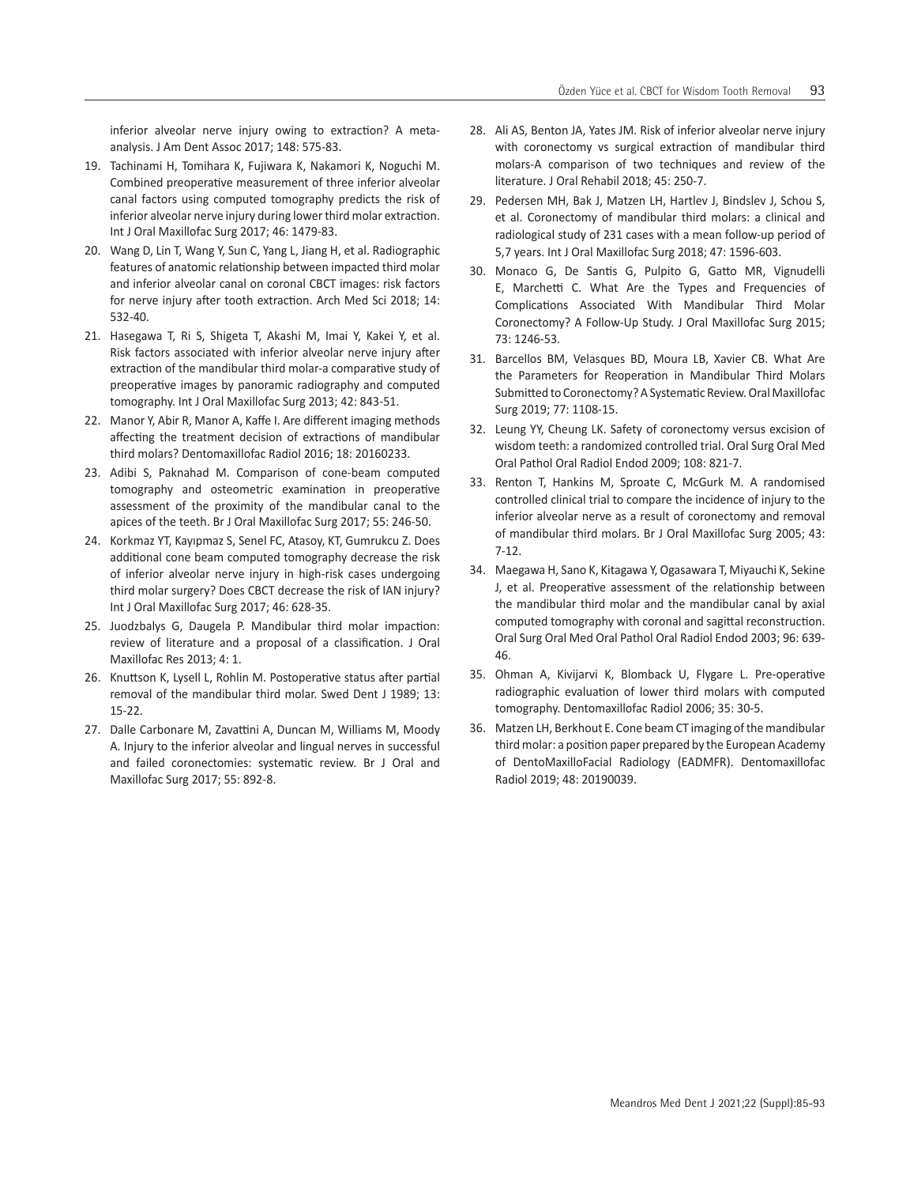inferior alveolar nerve injury owing to extraction? A meta-analysis. J Am Dent Assoc 2017; 148: 575-83.

19. Tachinami H, Tomihara K, Fujiwara K, Nakamori K, Noguchi M. Combined preoperative measurement of three inferior alveolar canal factors using computed tomography predicts the risk of inferior alveolar nerve injury during lower third molar extraction. Int J Oral Maxillofac Surg 2017; 46: 1479-83.
20. Wang D, Lin T, Wang Y, Sun C, Yang L, Jiang H, et al. Radiographic features of anatomic relationship between impacted third molar and inferior alveolar canal on coronal CBCT images: risk factors for nerve injury after tooth extraction. Arch Med Sci 2018; 14: 532-40.
21. Hasegawa T, Ri S, Shigeta T, Akashi M, Imai Y, Kakei Y, et al. Risk factors associated with inferior alveolar nerve injury after extraction of the mandibular third molar-a comparative study of preoperative images by panoramic radiography and computed tomography. Int J Oral Maxillofac Surg 2013; 42: 843-51.
22. Manor Y, Abir R, Manor A, Kaffe I. Are different imaging methods affecting the treatment decision of extractions of mandibular third molars? Dentomaxillofac Radiol 2016; 18: 20160233.
23. Adibi S, Paknahad M. Comparison of cone-beam computed tomography and osteometric examination in preoperative assessment of the proximity of the mandibular canal to the apices of the teeth. Br J Oral Maxillofac Surg 2017; 55: 246-50.
24. Korkmaz YT, Kayıpmaz S, Senel FC, Atasoy, KT, Gumrukcu Z. Does additional cone beam computed tomography decrease the risk of inferior alveolar nerve injury in high-risk cases undergoing third molar surgery? Does CBCT decrease the risk of IAN injury? Int J Oral Maxillofac Surg 2017; 46: 628-35.
25. Juodzbalys G, Daugela P. Mandibular third molar impaction: review of literature and a proposal of a classification. J Oral Maxillofac Res 2013; 4: 1.
26. Knuttson K, Lysell L, Rohlin M. Postoperative status after partial removal of the mandibular third molar. Swed Dent J 1989; 13: 15-22.
27. Dalle Carbonare M, Zavattini A, Duncan M, Williams M, Moody A. Injury to the inferior alveolar and lingual nerves in successful and failed coronectomies: systematic review. Br J Oral and Maxillofac Surg 2017; 55: 892-8.
28. Ali AS, Benton JA, Yates JM. Risk of inferior alveolar nerve injury with coronectomy vs surgical extraction of mandibular third molars-A comparison of two techniques and review of the literature. J Oral Rehabil 2018; 45: 250-7.
29. Pedersen MH, Bak J, Matzen LH, Hartlev J, Bindslev J, Schou S, et al. Coronectomy of mandibular third molars: a clinical and radiological study of 231 cases with a mean follow-up period of 5,7 years. Int J Oral Maxillofac Surg 2018; 47: 1596-603.
30. Monaco G, De Santis G, Pulpito G, Gatto MR, Vignudelli E, Marchetti C. What Are the Types and Frequencies of Complications Associated With Mandibular Third Molar Coronectomy? A Follow-Up Study. J Oral Maxillofac Surg 2015; 73: 1246-53.
31. Barcellos BM, Velasques BD, Moura LB, Xavier CB. What Are the Parameters for Reoperation in Mandibular Third Molars Submitted to Coronectomy? A Systematic Review. Oral Maxillofac Surg 2019; 77: 1108-15.
32. Leung YY, Cheung LK. Safety of coronectomy versus excision of wisdom teeth: a randomized controlled trial. Oral Surg Oral Med Oral Pathol Oral Radiol Endod 2009; 108: 821-7.
33. Renton T, Hankins M, Sproate C, McGurk M. A randomised controlled clinical trial to compare the incidence of injury to the inferior alveolar nerve as a result of coronectomy and removal of mandibular third molars. Br J Oral Maxillofac Surg 2005; 43: 7-12.
34. Maegawa H, Sano K, Kitagawa Y, Ogasawara T, Miyauchi K, Sekine J, et al. Preoperative assessment of the relationship between the mandibular third molar and the mandibular canal by axial computed tomography with coronal and sagittal reconstruction. Oral Surg Oral Med Oral Pathol Oral Radiol Endod 2003; 96: 639-46.
35. Ohman A, Kivijarvi K, Blomback U, Flygare L. Pre-operative radiographic evaluation of lower third molars with computed tomography. Dentomaxillofac Radiol 2006; 35: 30-5.
36. Matzen LH, Berkhout E. Cone beam CT imaging of the mandibular third molar: a position paper prepared by the European Academy of DentoMaxilloFacial Radiology (EADMFR). Dentomaxillofac Radiol 2019; 48: 20190039.